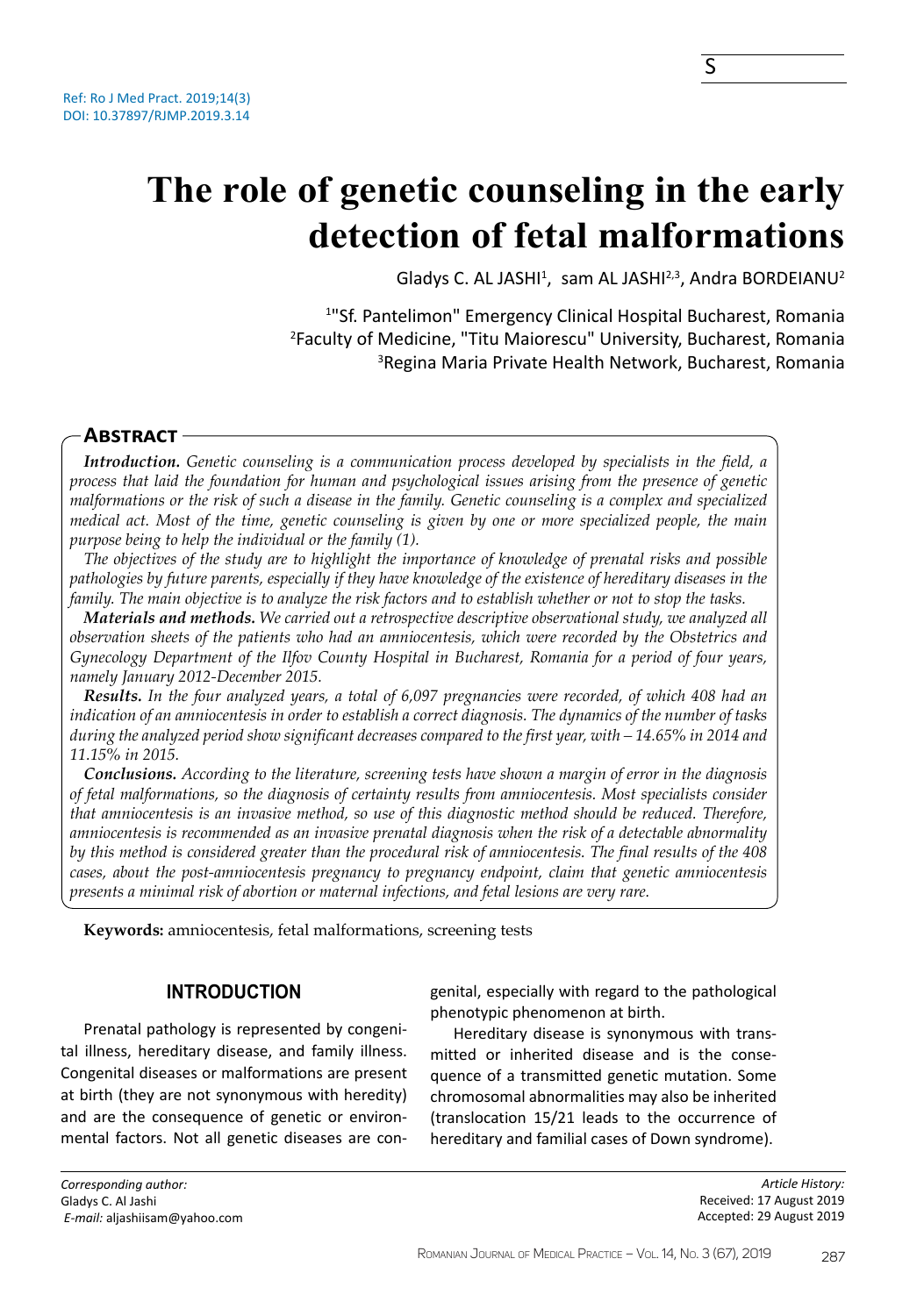Ref: Ro J Med Pract. 2019;14(3)
DOI: 10.37897/RJMP.2019.3.14

# The role of genetic counseling in the early detection of fetal malformations

Gladys C. AL JASHI[1], sam AL JASHI[2,3], Andra BORDEIANU[2]

[1]"Sf. Pantelimon" Emergency Clinical Hospital Bucharest, Romania
[2]Faculty of Medicine, "Titu Maiorescu" University, Bucharest, Romania
[3]Regina Maria Private Health Network, Bucharest, Romania

## Abstract

***Introduction.*** *Genetic counseling is a communication process developed by specialists in the field, a process that laid the foundation for human and psychological issues arising from the presence of genetic malformations or the risk of such a disease in the family. Genetic counseling is a complex and specialized medical act. Most of the time, genetic counseling is given by one or more specialized people, the main purpose being to help the individual or the family (1).*

*The objectives of the study are to highlight the importance of knowledge of prenatal risks and possible pathologies by future parents, especially if they have knowledge of the existence of hereditary diseases in the family. The main objective is to analyze the risk factors and to establish whether or not to stop the tasks.*

***Materials and methods.*** *We carried out a retrospective descriptive observational study, we analyzed all observation sheets of the patients who had an amniocentesis, which were recorded by the Obstetrics and Gynecology Department of the Ilfov County Hospital in Bucharest, Romania for a period of four years, namely January 2012-December 2015.*

***Results.*** *In the four analyzed years, a total of 6,097 pregnancies were recorded, of which 408 had an indication of an amniocentesis in order to establish a correct diagnosis. The dynamics of the number of tasks during the analyzed period show significant decreases compared to the first year, with – 14.65% in 2014 and 11.15% in 2015.*

***Conclusions.*** *According to the literature, screening tests have shown a margin of error in the diagnosis of fetal malformations, so the diagnosis of certainty results from amniocentesis. Most specialists consider that amniocentesis is an invasive method, so use of this diagnostic method should be reduced. Therefore, amniocentesis is recommended as an invasive prenatal diagnosis when the risk of a detectable abnormality by this method is considered greater than the procedural risk of amniocentesis. The final results of the 408 cases, about the post-amniocentesis pregnancy to pregnancy endpoint, claim that genetic amniocentesis presents a minimal risk of abortion or maternal infections, and fetal lesions are very rare.*

**Keywords:** amniocentesis, fetal malformations, screening tests

## INTRODUCTION

Prenatal pathology is represented by congenital illness, hereditary disease, and family illness. Congenital diseases or malformations are present at birth (they are not synonymous with heredity) and are the consequence of genetic or environmental factors. Not all genetic diseases are congenital, especially with regard to the pathological phenotypic phenomenon at birth.

Hereditary disease is synonymous with transmitted or inherited disease and is the consequence of a transmitted genetic mutation. Some chromosomal abnormalities may also be inherited (translocation 15/21 leads to the occurrence of hereditary and familial cases of Down syndrome).

*Corresponding author:*
Gladys C. Al Jashi
*E-mail:* aljashiisam@yahoo.com

*Article History:*
Received: 17 August 2019
Accepted: 29 August 2019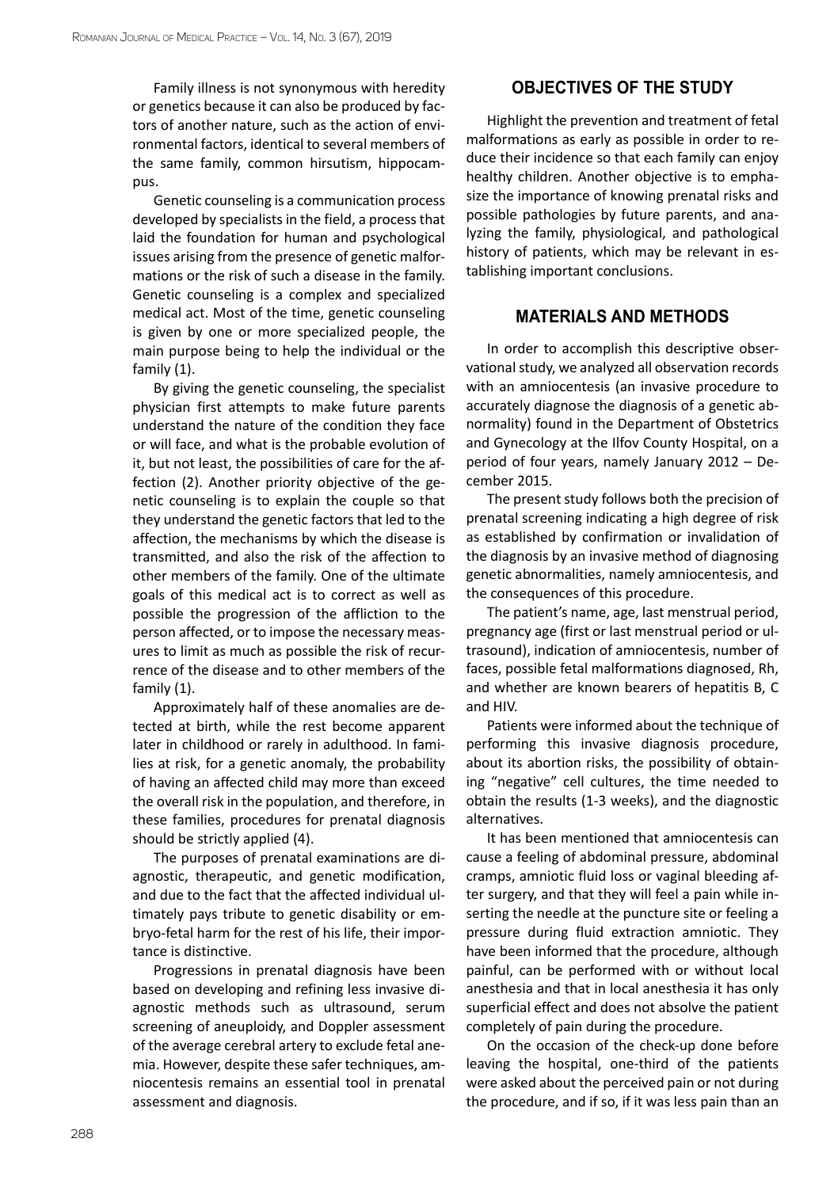Family illness is not synonymous with heredity or genetics because it can also be produced by factors of another nature, such as the action of environmental factors, identical to several members of the same family, common hirsutism, hippocampus.

Genetic counseling is a communication process developed by specialists in the field, a process that laid the foundation for human and psychological issues arising from the presence of genetic malformations or the risk of such a disease in the family. Genetic counseling is a complex and specialized medical act. Most of the time, genetic counseling is given by one or more specialized people, the main purpose being to help the individual or the family (1).

By giving the genetic counseling, the specialist physician first attempts to make future parents understand the nature of the condition they face or will face, and what is the probable evolution of it, but not least, the possibilities of care for the affection (2). Another priority objective of the genetic counseling is to explain the couple so that they understand the genetic factors that led to the affection, the mechanisms by which the disease is transmitted, and also the risk of the affection to other members of the family. One of the ultimate goals of this medical act is to correct as well as possible the progression of the affliction to the person affected, or to impose the necessary measures to limit as much as possible the risk of recurrence of the disease and to other members of the family (1).

Approximately half of these anomalies are detected at birth, while the rest become apparent later in childhood or rarely in adulthood. In families at risk, for a genetic anomaly, the probability of having an affected child may more than exceed the overall risk in the population, and therefore, in these families, procedures for prenatal diagnosis should be strictly applied (4).

The purposes of prenatal examinations are diagnostic, therapeutic, and genetic modification, and due to the fact that the affected individual ultimately pays tribute to genetic disability or embryo-fetal harm for the rest of his life, their importance is distinctive.

Progressions in prenatal diagnosis have been based on developing and refining less invasive diagnostic methods such as ultrasound, serum screening of aneuploidy, and Doppler assessment of the average cerebral artery to exclude fetal anemia. However, despite these safer techniques, amniocentesis remains an essential tool in prenatal assessment and diagnosis.

## OBJECTIVES OF THE STUDY

Highlight the prevention and treatment of fetal malformations as early as possible in order to reduce their incidence so that each family can enjoy healthy children. Another objective is to emphasize the importance of knowing prenatal risks and possible pathologies by future parents, and analyzing the family, physiological, and pathological history of patients, which may be relevant in establishing important conclusions.

## MATERIALS AND METHODS

In order to accomplish this descriptive observational study, we analyzed all observation records with an amniocentesis (an invasive procedure to accurately diagnose the diagnosis of a genetic abnormality) found in the Department of Obstetrics and Gynecology at the Ilfov County Hospital, on a period of four years, namely January 2012 – December 2015.

The present study follows both the precision of prenatal screening indicating a high degree of risk as established by confirmation or invalidation of the diagnosis by an invasive method of diagnosing genetic abnormalities, namely amniocentesis, and the consequences of this procedure.

The patient's name, age, last menstrual period, pregnancy age (first or last menstrual period or ultrasound), indication of amniocentesis, number of faces, possible fetal malformations diagnosed, Rh, and whether are known bearers of hepatitis B, C and HIV.

Patients were informed about the technique of performing this invasive diagnosis procedure, about its abortion risks, the possibility of obtaining "negative" cell cultures, the time needed to obtain the results (1-3 weeks), and the diagnostic alternatives.

It has been mentioned that amniocentesis can cause a feeling of abdominal pressure, abdominal cramps, amniotic fluid loss or vaginal bleeding after surgery, and that they will feel a pain while inserting the needle at the puncture site or feeling a pressure during fluid extraction amniotic. They have been informed that the procedure, although painful, can be performed with or without local anesthesia and that in local anesthesia it has only superficial effect and does not absolve the patient completely of pain during the procedure.

On the occasion of the check-up done before leaving the hospital, one-third of the patients were asked about the perceived pain or not during the procedure, and if so, if it was less pain than an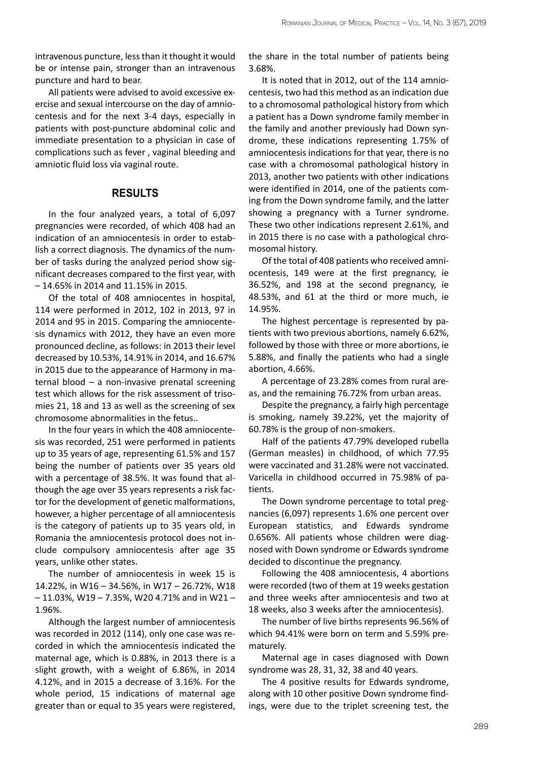intravenous puncture, less than it thought it would be or intense pain, stronger than an intravenous puncture and hard to bear.

All patients were advised to avoid excessive exercise and sexual intercourse on the day of amniocentesis and for the next 3-4 days, especially in patients with post-puncture abdominal colic and immediate presentation to a physician in case of complications such as fever , vaginal bleeding and amniotic fluid loss via vaginal route.

## RESULTS

In the four analyzed years, a total of 6,097 pregnancies were recorded, of which 408 had an indication of an amniocentesis in order to establish a correct diagnosis. The dynamics of the number of tasks during the analyzed period show significant decreases compared to the first year, with – 14.65% in 2014 and 11.15% in 2015.

Of the total of 408 amniocentes in hospital, 114 were performed in 2012, 102 in 2013, 97 in 2014 and 95 in 2015. Comparing the amniocentesis dynamics with 2012, they have an even more pronounced decline, as follows: in 2013 their level decreased by 10.53%, 14.91% in 2014, and 16.67% in 2015 due to the appearance of Harmony in maternal blood – a non-invasive prenatal screening test which allows for the risk assessment of trisomies 21, 18 and 13 as well as the screening of sex chromosome abnormalities in the fetus..

In the four years in which the 408 amniocentesis was recorded, 251 were performed in patients up to 35 years of age, representing 61.5% and 157 being the number of patients over 35 years old with a percentage of 38.5%. It was found that although the age over 35 years represents a risk factor for the development of genetic malformations, however, a higher percentage of all amniocentesis is the category of patients up to 35 years old, in Romania the amniocentesis protocol does not include compulsory amniocentesis after age 35 years, unlike other states.

The number of amniocentesis in week 15 is 14.22%, in W16 – 34.56%, in W17 – 26.72%, W18 – 11.03%, W19 – 7.35%, W20 4.71% and in W21 – 1.96%.

Although the largest number of amniocentesis was recorded in 2012 (114), only one case was recorded in which the amniocentesis indicated the maternal age, which is 0.88%, in 2013 there is a slight growth, with a weight of 6.86%, in 2014 4.12%, and in 2015 a decrease of 3.16%. For the whole period, 15 indications of maternal age greater than or equal to 35 years were registered, the share in the total number of patients being 3.68%.

It is noted that in 2012, out of the 114 amniocentesis, two had this method as an indication due to a chromosomal pathological history from which a patient has a Down syndrome family member in the family and another previously had Down syndrome, these indications representing 1.75% of amniocentesis indications for that year, there is no case with a chromosomal pathological history in 2013, another two patients with other indications were identified in 2014, one of the patients coming from the Down syndrome family, and the latter showing a pregnancy with a Turner syndrome. These two other indications represent 2.61%, and in 2015 there is no case with a pathological chromosomal history.

Of the total of 408 patients who received amniocentesis, 149 were at the first pregnancy, ie 36.52%, and 198 at the second pregnancy, ie 48.53%, and 61 at the third or more much, ie 14.95%.

The highest percentage is represented by patients with two previous abortions, namely 6.62%, followed by those with three or more abortions, ie 5.88%, and finally the patients who had a single abortion, 4.66%.

A percentage of 23.28% comes from rural areas, and the remaining 76.72% from urban areas.

Despite the pregnancy, a fairly high percentage is smoking, namely 39.22%, yet the majority of 60.78% is the group of non-smokers.

Half of the patients 47.79% developed rubella (German measles) in childhood, of which 77.95 were vaccinated and 31.28% were not vaccinated. Varicella in childhood occurred in 75.98% of patients.

The Down syndrome percentage to total pregnancies (6,097) represents 1.6% one percent over European statistics, and Edwards syndrome 0.656%. All patients whose children were diagnosed with Down syndrome or Edwards syndrome decided to discontinue the pregnancy.

Following the 408 amniocentesis, 4 abortions were recorded (two of them at 19 weeks gestation and three weeks after amniocentesis and two at 18 weeks, also 3 weeks after the amniocentesis).

The number of live births represents 96.56% of which 94.41% were born on term and 5.59% prematurely.

Maternal age in cases diagnosed with Down syndrome was 28, 31, 32, 38 and 40 years.

The 4 positive results for Edwards syndrome, along with 10 other positive Down syndrome findings, were due to the triplet screening test, the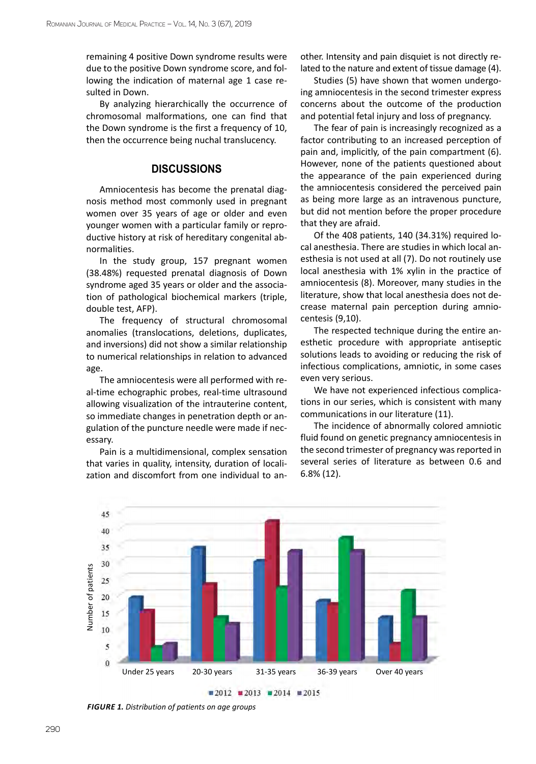remaining 4 positive Down syndrome results were due to the positive Down syndrome score, and following the indication of maternal age 1 case resulted in Down.

By analyzing hierarchically the occurrence of chromosomal malformations, one can find that the Down syndrome is the first a frequency of 10, then the occurrence being nuchal translucency.

## DISCUSSIONS

Amniocentesis has become the prenatal diagnosis method most commonly used in pregnant women over 35 years of age or older and even younger women with a particular family or reproductive history at risk of hereditary congenital abnormalities.

In the study group, 157 pregnant women (38.48%) requested prenatal diagnosis of Down syndrome aged 35 years or older and the association of pathological biochemical markers (triple, double test, AFP).

The frequency of structural chromosomal anomalies (translocations, deletions, duplicates, and inversions) did not show a similar relationship to numerical relationships in relation to advanced age.

The amniocentesis were all performed with real-time echographic probes, real-time ultrasound allowing visualization of the intrauterine content, so immediate changes in penetration depth or angulation of the puncture needle were made if necessary.

Pain is a multidimensional, complex sensation that varies in quality, intensity, duration of localization and discomfort from one individual to another. Intensity and pain disquiet is not directly related to the nature and extent of tissue damage (4).

Studies (5) have shown that women undergoing amniocentesis in the second trimester express concerns about the outcome of the production and potential fetal injury and loss of pregnancy.

The fear of pain is increasingly recognized as a factor contributing to an increased perception of pain and, implicitly, of the pain compartment (6). However, none of the patients questioned about the appearance of the pain experienced during the amniocentesis considered the perceived pain as being more large as an intravenous puncture, but did not mention before the proper procedure that they are afraid.

Of the 408 patients, 140 (34.31%) required local anesthesia. There are studies in which local anesthesia is not used at all (7). Do not routinely use local anesthesia with 1% xylin in the practice of amniocentesis (8). Moreover, many studies in the literature, show that local anesthesia does not decrease maternal pain perception during amniocentesis (9,10).

The respected technique during the entire anesthetic procedure with appropriate antiseptic solutions leads to avoiding or reducing the risk of infectious complications, amniotic, in some cases even very serious.

We have not experienced infectious complications in our series, which is consistent with many communications in our literature (11).

The incidence of abnormally colored amniotic fluid found on genetic pregnancy amniocentesis in the second trimester of pregnancy was reported in several series of literature as between 0.6 and 6.8% (12).

*FIGURE 1. Distribution of patients on age groups*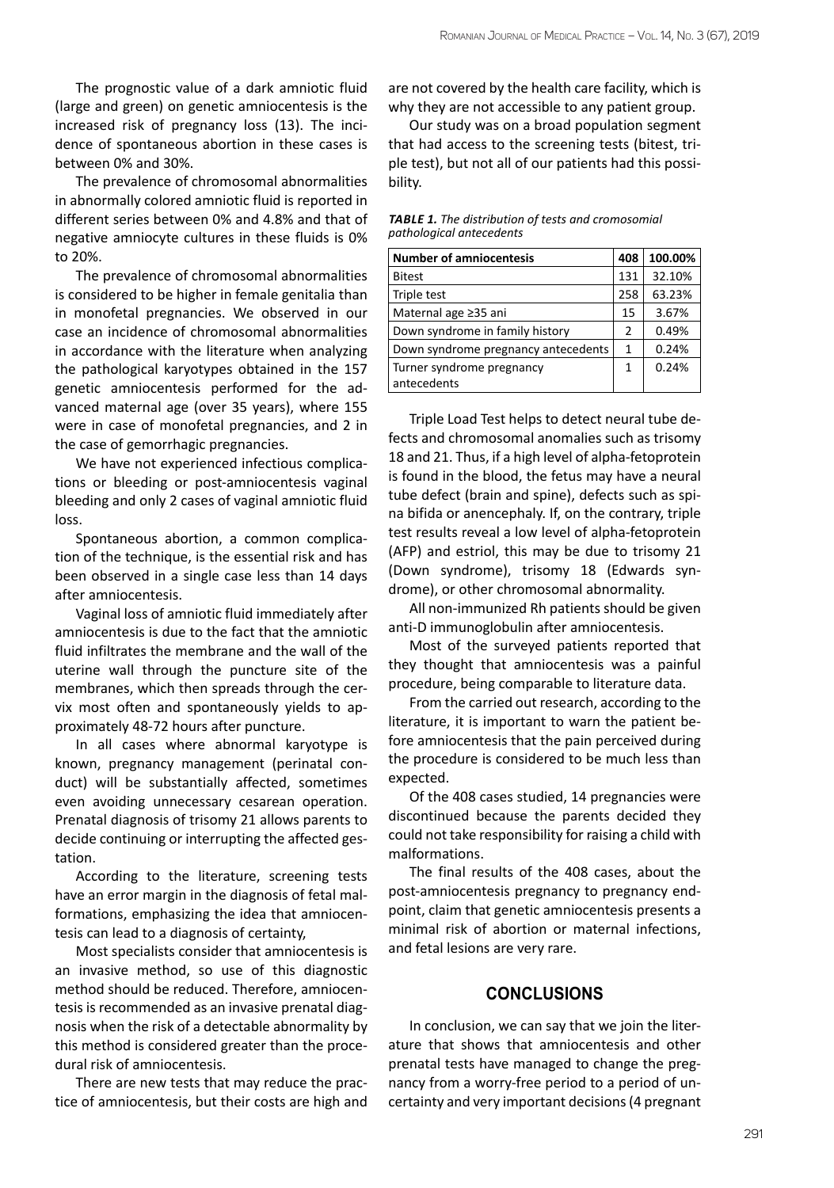The prognostic value of a dark amniotic fluid (large and green) on genetic amniocentesis is the increased risk of pregnancy loss (13). The incidence of spontaneous abortion in these cases is between 0% and 30%.

The prevalence of chromosomal abnormalities in abnormally colored amniotic fluid is reported in different series between 0% and 4.8% and that of negative amniocyte cultures in these fluids is 0% to 20%.

The prevalence of chromosomal abnormalities is considered to be higher in female genitalia than in monofetal pregnancies. We observed in our case an incidence of chromosomal abnormalities in accordance with the literature when analyzing the pathological karyotypes obtained in the 157 genetic amniocentesis performed for the advanced maternal age (over 35 years), where 155 were in case of monofetal pregnancies, and 2 in the case of gemorrhagic pregnancies.

We have not experienced infectious complications or bleeding or post-amniocentesis vaginal bleeding and only 2 cases of vaginal amniotic fluid loss.

Spontaneous abortion, a common complication of the technique, is the essential risk and has been observed in a single case less than 14 days after amniocentesis.

Vaginal loss of amniotic fluid immediately after amniocentesis is due to the fact that the amniotic fluid infiltrates the membrane and the wall of the uterine wall through the puncture site of the membranes, which then spreads through the cervix most often and spontaneously yields to approximately 48-72 hours after puncture.

In all cases where abnormal karyotype is known, pregnancy management (perinatal conduct) will be substantially affected, sometimes even avoiding unnecessary cesarean operation. Prenatal diagnosis of trisomy 21 allows parents to decide continuing or interrupting the affected gestation.

According to the literature, screening tests have an error margin in the diagnosis of fetal malformations, emphasizing the idea that amniocentesis can lead to a diagnosis of certainty,

Most specialists consider that amniocentesis is an invasive method, so use of this diagnostic method should be reduced. Therefore, amniocentesis is recommended as an invasive prenatal diagnosis when the risk of a detectable abnormality by this method is considered greater than the procedural risk of amniocentesis.

There are new tests that may reduce the practice of amniocentesis, but their costs are high and are not covered by the health care facility, which is why they are not accessible to any patient group.

Our study was on a broad population segment that had access to the screening tests (bitest, triple test), but not all of our patients had this possibility.

***TABLE 1.*** *The distribution of tests and cromosomial pathological antecedents*

| Number of amniocentesis | 408 | 100.00% |
|---|---|---|
| Bitest | 131 | 32.10% |
| Triple test | 258 | 63.23% |
| Maternal age ≥35 ani | 15 | 3.67% |
| Down syndrome in family history | 2 | 0.49% |
| Down syndrome pregnancy antecedents | 1 | 0.24% |
| Turner syndrome pregnancy antecedents | 1 | 0.24% |

Triple Load Test helps to detect neural tube defects and chromosomal anomalies such as trisomy 18 and 21. Thus, if a high level of alpha-fetoprotein is found in the blood, the fetus may have a neural tube defect (brain and spine), defects such as spina bifida or anencephaly. If, on the contrary, triple test results reveal a low level of alpha-fetoprotein (AFP) and estriol, this may be due to trisomy 21 (Down syndrome), trisomy 18 (Edwards syndrome), or other chromosomal abnormality.

All non-immunized Rh patients should be given anti-D immunoglobulin after amniocentesis.

Most of the surveyed patients reported that they thought that amniocentesis was a painful procedure, being comparable to literature data.

From the carried out research, according to the literature, it is important to warn the patient before amniocentesis that the pain perceived during the procedure is considered to be much less than expected.

Of the 408 cases studied, 14 pregnancies were discontinued because the parents decided they could not take responsibility for raising a child with malformations.

The final results of the 408 cases, about the post-amniocentesis pregnancy to pregnancy endpoint, claim that genetic amniocentesis presents a minimal risk of abortion or maternal infections, and fetal lesions are very rare.

## CONCLUSIONS

In conclusion, we can say that we join the literature that shows that amniocentesis and other prenatal tests have managed to change the pregnancy from a worry-free period to a period of uncertainty and very important decisions (4 pregnant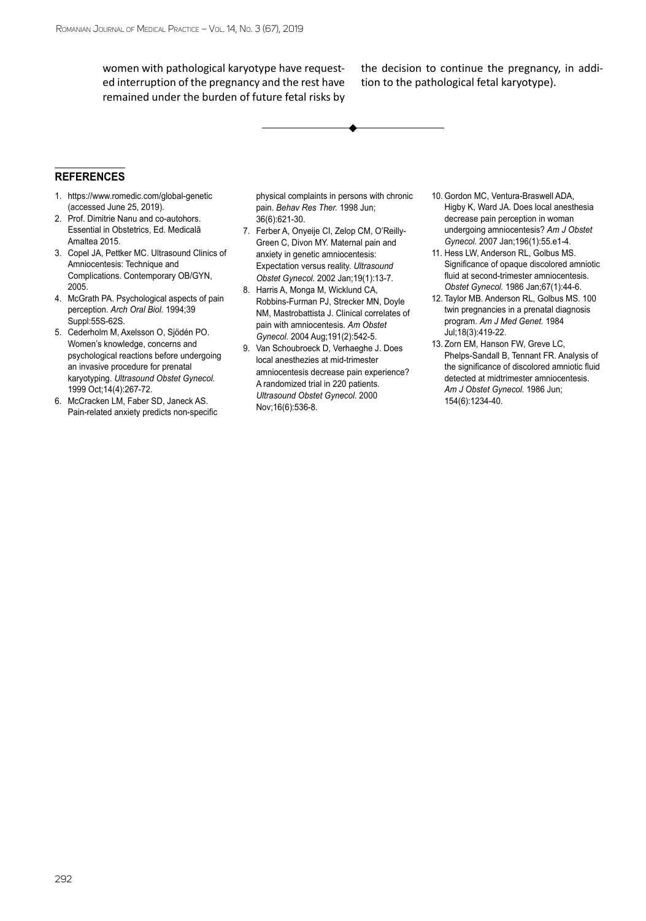women with pathological karyotype have requested interruption of the pregnancy and the rest have remained under the burden of future fetal risks by the decision to continue the pregnancy, in addition to the pathological fetal karyotype).

## REFERENCES

1. https://www.romedic.com/global-genetic (accessed June 25, 2019).
2. Prof. Dimitrie Nanu and co-autohors. Essential in Obstetrics, Ed. Medicală Amaltea 2015.
3. Copel JA, Pettker MC. Ultrasound Clinics of Amniocentesis: Technique and Complications. Contemporary OB/GYN, 2005.
4. McGrath PA. Psychological aspects of pain perception. *Arch Oral Biol.* 1994;39 Suppl:55S-62S.
5. Cederholm M, Axelsson O, Sjödén PO. Women's knowledge, concerns and psychological reactions before undergoing an invasive procedure for prenatal karyotyping. *Ultrasound Obstet Gynecol.* 1999 Oct;14(4):267-72.
6. McCracken LM, Faber SD, Janeck AS. Pain-related anxiety predicts non-specific physical complaints in persons with chronic pain. *Behav Res Ther.* 1998 Jun; 36(6):621-30.
7. Ferber A, Onyeije CI, Zelop CM, O'Reilly-Green C, Divon MY. Maternal pain and anxiety in genetic amniocentesis: Expectation versus reality. *Ultrasound Obstet Gynecol.* 2002 Jan;19(1):13-7.
8. Harris A, Monga M, Wicklund CA, Robbins-Furman PJ, Strecker MN, Doyle NM, Mastrobattista J. Clinical correlates of pain with amniocentesis. *Am Obstet Gynecol.* 2004 Aug;191(2):542-5.
9. Van Schoubroeck D, Verhaeghe J. Does local anesthezies at mid-trimester amniocentesis decrease pain experience? A randomized trial in 220 patients. *Ultrasound Obstet Gynecol.* 2000 Nov;16(6):536-8.
10. Gordon MC, Ventura-Braswell ADA, Higby K, Ward JA. Does local anesthesia decrease pain perception in woman undergoing amniocentesis? *Am J Obstet Gynecol.* 2007 Jan;196(1):55.e1-4.
11. Hess LW, Anderson RL, Golbus MS. Significance of opaque discolored amniotic fluid at second-trimester amniocentesis. *Obstet Gynecol.* 1986 Jan;67(1):44-6.
12. Taylor MB. Anderson RL, Golbus MS. 100 twin pregnancies in a prenatal diagnosis program. *Am J Med Genet.* 1984 Jul;18(3):419-22.
13. Zorn EM, Hanson FW, Greve LC, Phelps-Sandall B, Tennant FR. Analysis of the significance of discolored amniotic fluid detected at midtrimester amniocentesis. *Am J Obstet Gynecol.* 1986 Jun; 154(6):1234-40.